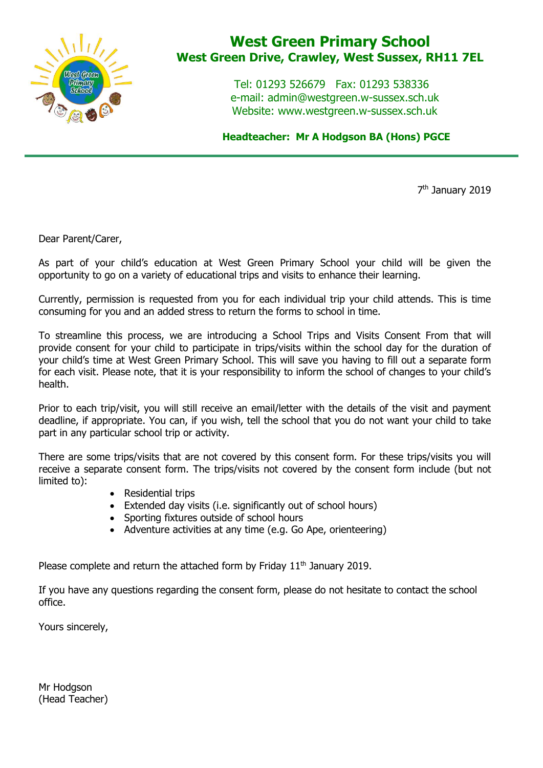# West Green Primary School
## West Green Drive, Crawley, West Sussex, RH11 7EL

Tel: 01293 526679 Fax: 01293 538336
e-mail: admin@westgreen.w-sussex.sch.uk
Website: www.westgreen.w-sussex.sch.uk

**Headteacher: Mr A Hodgson BA (Hons) PGCE**

---

7th January 2019

Dear Parent/Carer,

As part of your child's education at West Green Primary School your child will be given the opportunity to go on a variety of educational trips and visits to enhance their learning.

Currently, permission is requested from you for each individual trip your child attends. This is time consuming for you and an added stress to return the forms to school in time.

To streamline this process, we are introducing a School Trips and Visits Consent From that will provide consent for your child to participate in trips/visits within the school day for the duration of your child's time at West Green Primary School. This will save you having to fill out a separate form for each visit. Please note, that it is your responsibility to inform the school of changes to your child's health.

Prior to each trip/visit, you will still receive an email/letter with the details of the visit and payment deadline, if appropriate. You can, if you wish, tell the school that you do not want your child to take part in any particular school trip or activity.

There are some trips/visits that are not covered by this consent form. For these trips/visits you will receive a separate consent form. The trips/visits not covered by the consent form include (but not limited to):

- Residential trips
- Extended day visits (i.e. significantly out of school hours)
- Sporting fixtures outside of school hours
- Adventure activities at any time (e.g. Go Ape, orienteering)

Please complete and return the attached form by Friday 11th January 2019.

If you have any questions regarding the consent form, please do not hesitate to contact the school office.

Yours sincerely,

Mr Hodgson
(Head Teacher)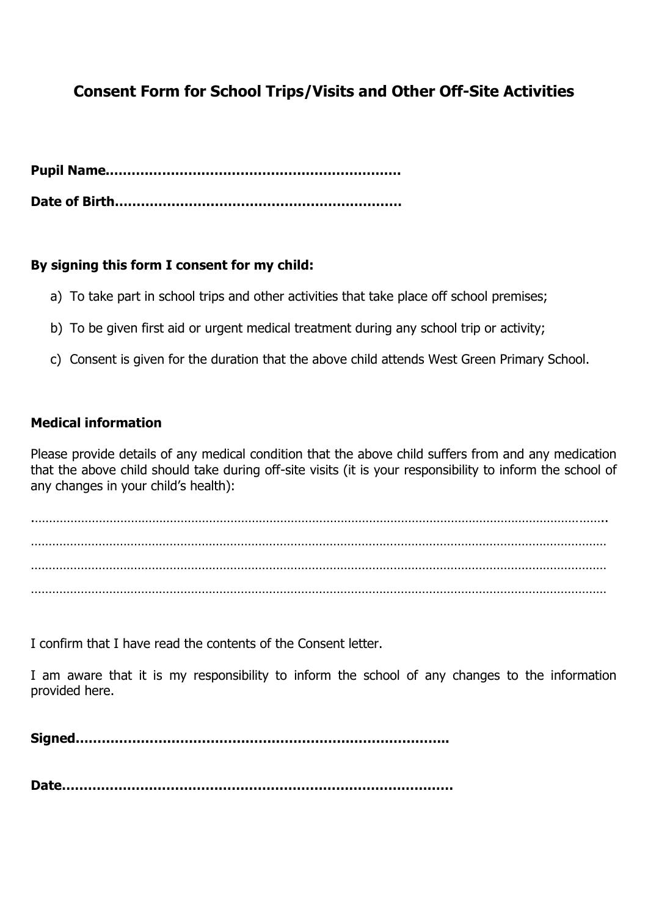## Consent Form for School Trips/Visits and Other Off-Site Activities

**Pupil Name..................................................................**

**Date of Birth................................................................**

**By signing this form I consent for my child:**

a) To take part in school trips and other activities that take place off school premises;

b) To be given first aid or urgent medical treatment during any school trip or activity;

c) Consent is given for the duration that the above child attends West Green Primary School.

**Medical information**

Please provide details of any medical condition that the above child suffers from and any medication that the above child should take during off-site visits (it is your responsibility to inform the school of any changes in your child's health):

..................................................................................................................................................

..................................................................................................................................................

..................................................................................................................................................

..................................................................................................................................................

I confirm that I have read the contents of the Consent letter.

I am aware that it is my responsibility to inform the school of any changes to the information provided here.

**Signed.....................................................................................**

**Date.........................................................................................**